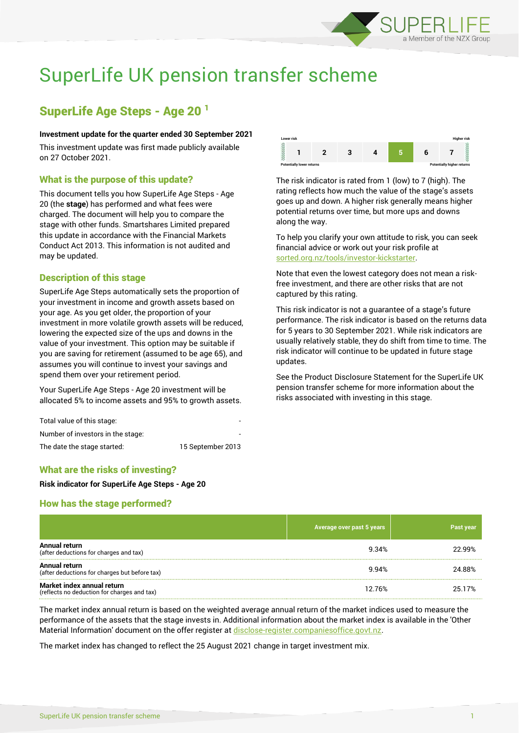# SuperLife UK pension transfer scheme

## SuperLife Age Steps - Age 20 [1]

**Investment update for the quarter ended 30 September 2021**

This investment update was first made publicly available on 27 October 2021.

### What is the purpose of this update?

This document tells you how SuperLife Age Steps - Age 20 (the **stage**) has performed and what fees were charged. The document will help you to compare the stage with other funds. Smartshares Limited prepared this update in accordance with the Financial Markets Conduct Act 2013. This information is not audited and may be updated.

### Description of this stage

SuperLife Age Steps automatically sets the proportion of your investment in income and growth assets based on your age. As you get older, the proportion of your investment in more volatile growth assets will be reduced, lowering the expected size of the ups and downs in the value of your investment. This option may be suitable if you are saving for retirement (assumed to be age 65), and assumes you will continue to invest your savings and spend them over your retirement period.

Your SuperLife Age Steps - Age 20 investment will be allocated 5% to income assets and 95% to growth assets.

| | |
|---|---|
| Total value of this stage: | - |
| Number of investors in the stage: | - |
| The date the stage started: | 15 September 2013 |

### What are the risks of investing?

**Risk indicator for SuperLife Age Steps - Age 20**

| Lower risk | | | | | | Higher risk |
|---|---|---|---|---|---|---|
| 1 | 2 | 3 | 4 | **5** | 6 | 7 |
| Potentially lower returns | | | | | | Potentially higher returns |

The risk indicator is rated from 1 (low) to 7 (high). The rating reflects how much the value of the stage's assets goes up and down. A higher risk generally means higher potential returns over time, but more ups and downs along the way.

To help you clarify your own attitude to risk, you can seek financial advice or work out your risk profile at sorted.org.nz/tools/investor-kickstarter.

Note that even the lowest category does not mean a risk-free investment, and there are other risks that are not captured by this rating.

This risk indicator is not a guarantee of a stage's future performance. The risk indicator is based on the returns data for 5 years to 30 September 2021. While risk indicators are usually relatively stable, they do shift from time to time. The risk indicator will continue to be updated in future stage updates.

See the Product Disclosure Statement for the SuperLife UK pension transfer scheme for more information about the risks associated with investing in this stage.

### How has the stage performed?

| | Average over past 5 years | Past year |
|---|---|---|
| **Annual return** (after deductions for charges and tax) | 9.34% | 22.99% |
| **Annual return** (after deductions for charges but before tax) | 9.94% | 24.88% |
| **Market index annual return** (reflects no deduction for charges and tax) | 12.76% | 25.17% |

The market index annual return is based on the weighted average annual return of the market indices used to measure the performance of the assets that the stage invests in. Additional information about the market index is available in the 'Other Material Information' document on the offer register at disclose-register.companiesoffice.govt.nz.

The market index has changed to reflect the 25 August 2021 change in target investment mix.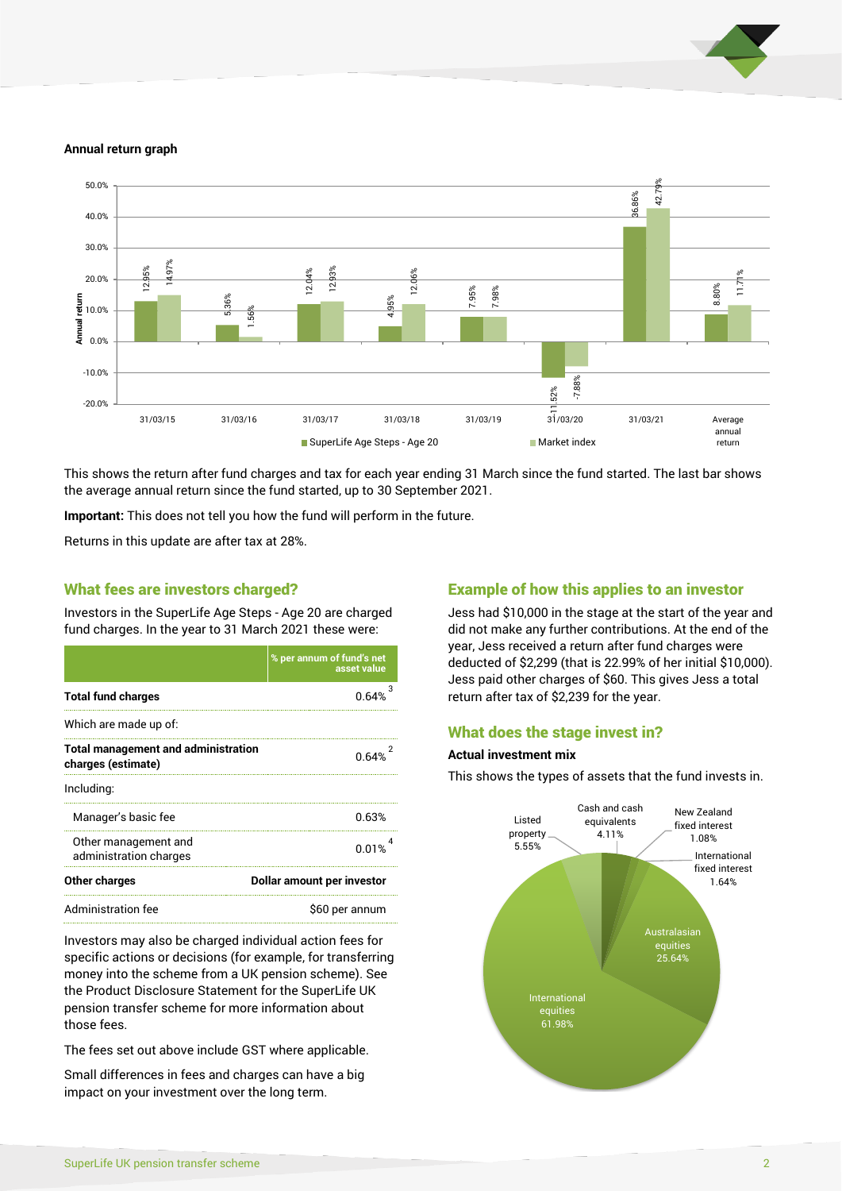**Annual return graph**

| Year | SuperLife Age Steps - Age 20 | Market index |
|---|---|---|
| 31/03/15 | 12.95% | 14.97% |
| 31/03/16 | 5.36% | 1.56% |
| 31/03/17 | 12.04% | 12.93% |
| 31/03/18 | 4.95% | 12.06% |
| 31/03/19 | 7.95% | 7.98% |
| 31/03/20 | -11.52% | -7.88% |
| 31/03/21 | 36.86% | 42.79% |
| Average annual return | 8.80% | 11.71% |

This shows the return after fund charges and tax for each year ending 31 March since the fund started. The last bar shows the average annual return since the fund started, up to 30 September 2021.

**Important:** This does not tell you how the fund will perform in the future.

Returns in this update are after tax at 28%.

## What fees are investors charged?

Investors in the SuperLife Age Steps - Age 20 are charged fund charges. In the year to 31 March 2021 these were:

| | % per annum of fund's net asset value |
|---|---|
| **Total fund charges** | 0.64% [3] |
| Which are made up of: | |
| **Total management and administration charges (estimate)** | 0.64% [2] |
| Including: | |
| Manager's basic fee | 0.63% |
| Other management and administration charges | 0.01% [4] |
| **Other charges** | **Dollar amount per investor** |
| Administration fee | $60 per annum |

Investors may also be charged individual action fees for specific actions or decisions (for example, for transferring money into the scheme from a UK pension scheme). See the Product Disclosure Statement for the SuperLife UK pension transfer scheme for more information about those fees.

The fees set out above include GST where applicable.

Small differences in fees and charges can have a big impact on your investment over the long term.

## Example of how this applies to an investor

Jess had $10,000 in the stage at the start of the year and did not make any further contributions. At the end of the year, Jess received a return after fund charges were deducted of $2,299 (that is 22.99% of her initial $10,000). Jess paid other charges of $60. This gives Jess a total return after tax of $2,239 for the year.

## What does the stage invest in?

### Actual investment mix

This shows the types of assets that the fund invests in.

| Asset type | % |
|---|---|
| Cash and cash equivalents | 4.11% |
| New Zealand fixed interest | 1.08% |
| International fixed interest | 1.64% |
| Australasian equities | 25.64% |
| International equities | 61.98% |
| Listed property | 5.55% |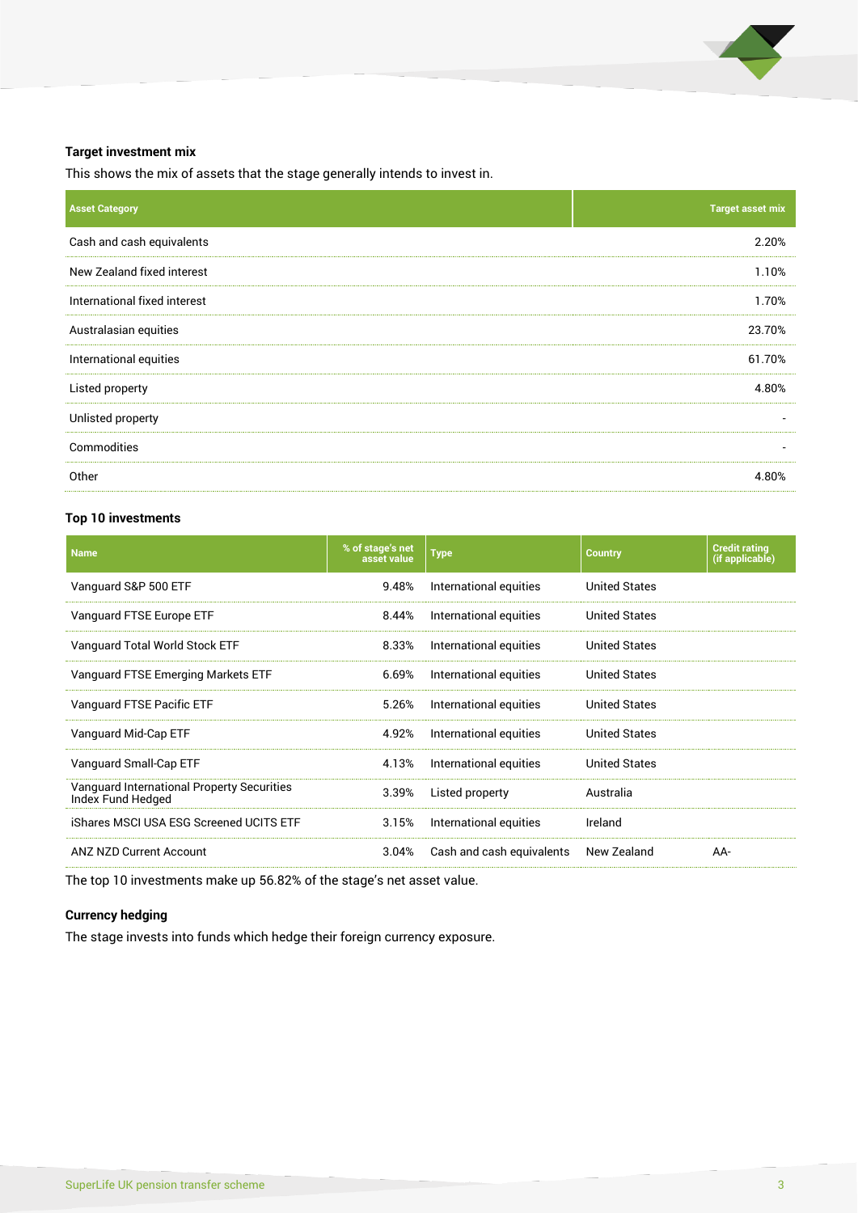### Target investment mix

This shows the mix of assets that the stage generally intends to invest in.

| Asset Category | Target asset mix |
|---|---|
| Cash and cash equivalents | 2.20% |
| New Zealand fixed interest | 1.10% |
| International fixed interest | 1.70% |
| Australasian equities | 23.70% |
| International equities | 61.70% |
| Listed property | 4.80% |
| Unlisted property | - |
| Commodities | - |
| Other | 4.80% |

### Top 10 investments

| Name | % of stage's net asset value | Type | Country | Credit rating (if applicable) |
|---|---|---|---|---|
| Vanguard S&P 500 ETF | 9.48% | International equities | United States | |
| Vanguard FTSE Europe ETF | 8.44% | International equities | United States | |
| Vanguard Total World Stock ETF | 8.33% | International equities | United States | |
| Vanguard FTSE Emerging Markets ETF | 6.69% | International equities | United States | |
| Vanguard FTSE Pacific ETF | 5.26% | International equities | United States | |
| Vanguard Mid-Cap ETF | 4.92% | International equities | United States | |
| Vanguard Small-Cap ETF | 4.13% | International equities | United States | |
| Vanguard International Property Securities Index Fund Hedged | 3.39% | Listed property | Australia | |
| iShares MSCI USA ESG Screened UCITS ETF | 3.15% | International equities | Ireland | |
| ANZ NZD Current Account | 3.04% | Cash and cash equivalents | New Zealand | AA- |

The top 10 investments make up 56.82% of the stage's net asset value.

### Currency hedging

The stage invests into funds which hedge their foreign currency exposure.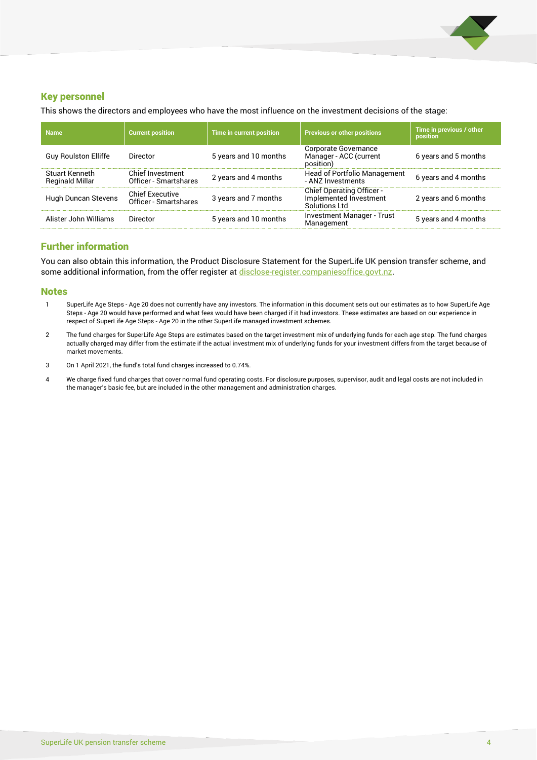## Key personnel

This shows the directors and employees who have the most influence on the investment decisions of the stage:

| Name | Current position | Time in current position | Previous or other positions | Time in previous / other position |
| --- | --- | --- | --- | --- |
| Guy Roulston Elliffe | Director | 5 years and 10 months | Corporate Governance Manager - ACC (current position) | 6 years and 5 months |
| Stuart Kenneth Reginald Millar | Chief Investment Officer - Smartshares | 2 years and 4 months | Head of Portfolio Management - ANZ Investments | 6 years and 4 months |
| Hugh Duncan Stevens | Chief Executive Officer - Smartshares | 3 years and 7 months | Chief Operating Officer - Implemented Investment Solutions Ltd | 2 years and 6 months |
| Alister John Williams | Director | 5 years and 10 months | Investment Manager - Trust Management | 5 years and 4 months |

## Further information

You can also obtain this information, the Product Disclosure Statement for the SuperLife UK pension transfer scheme, and some additional information, from the offer register at disclose-register.companiesoffice.govt.nz.

## Notes

1. SuperLife Age Steps - Age 20 does not currently have any investors. The information in this document sets out our estimates as to how SuperLife Age Steps - Age 20 would have performed and what fees would have been charged if it had investors. These estimates are based on our experience in respect of SuperLife Age Steps - Age 20 in the other SuperLife managed investment schemes.
2. The fund charges for SuperLife Age Steps are estimates based on the target investment mix of underlying funds for each age step. The fund charges actually charged may differ from the estimate if the actual investment mix of underlying funds for your investment differs from the target because of market movements.
3. On 1 April 2021, the fund's total fund charges increased to 0.74%.
4. We charge fixed fund charges that cover normal fund operating costs. For disclosure purposes, supervisor, audit and legal costs are not included in the manager's basic fee, but are included in the other management and administration charges.